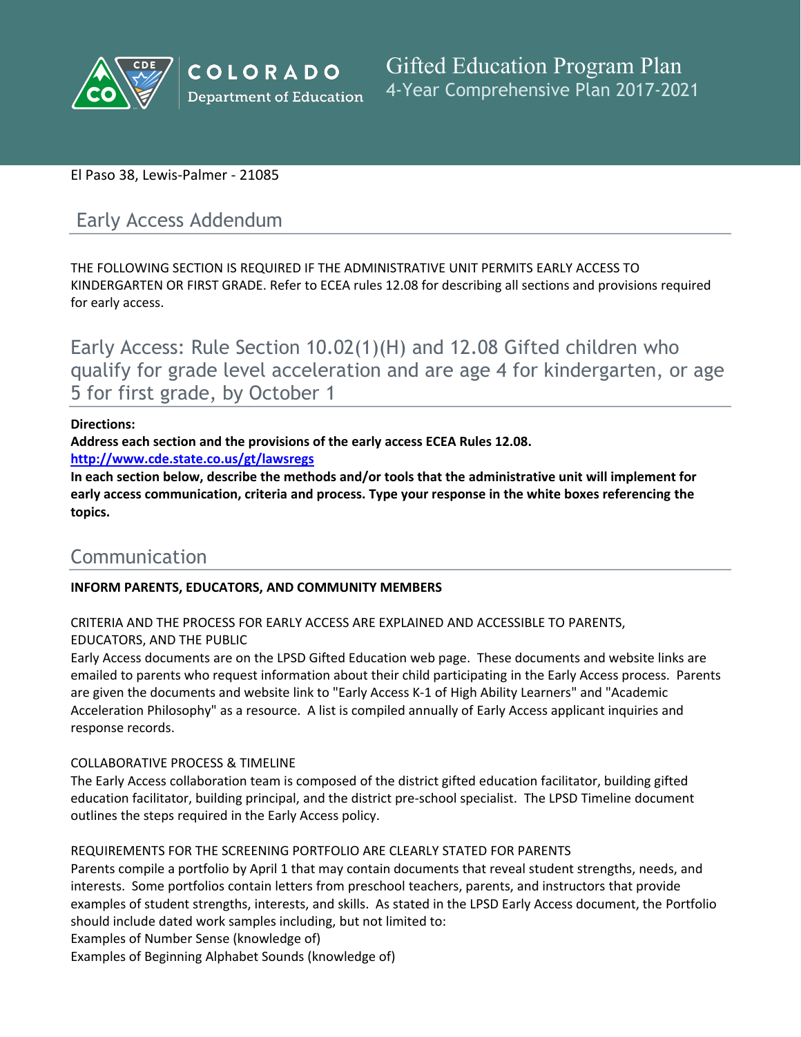# Gifted Education Program Plan

4-Year Comprehensive Plan 2017-2021

El Paso 38, Lewis-Palmer - 21085

## Early Access Addendum

THE FOLLOWING SECTION IS REQUIRED IF THE ADMINISTRATIVE UNIT PERMITS EARLY ACCESS TO KINDERGARTEN OR FIRST GRADE. Refer to ECEA rules 12.08 for describing all sections and provisions required for early access.

## Early Access: Rule Section 10.02(1)(H) and 12.08 Gifted children who qualify for grade level acceleration and are age 4 for kindergarten, or age 5 for first grade, by October 1

**Directions:**

**Address each section and the provisions of the early access ECEA Rules 12.08.**

**http://www.cde.state.co.us/gt/lawsregs**

**In each section below, describe the methods and/or tools that the administrative unit will implement for early access communication, criteria and process. Type your response in the white boxes referencing the topics.**

## Communication

**INFORM PARENTS, EDUCATORS, AND COMMUNITY MEMBERS**

CRITERIA AND THE PROCESS FOR EARLY ACCESS ARE EXPLAINED AND ACCESSIBLE TO PARENTS, EDUCATORS, AND THE PUBLIC

Early Access documents are on the LPSD Gifted Education web page. These documents and website links are emailed to parents who request information about their child participating in the Early Access process. Parents are given the documents and website link to "Early Access K-1 of High Ability Learners" and "Academic Acceleration Philosophy" as a resource. A list is compiled annually of Early Access applicant inquiries and response records.

COLLABORATIVE PROCESS & TIMELINE

The Early Access collaboration team is composed of the district gifted education facilitator, building gifted education facilitator, building principal, and the district pre-school specialist. The LPSD Timeline document outlines the steps required in the Early Access policy.

REQUIREMENTS FOR THE SCREENING PORTFOLIO ARE CLEARLY STATED FOR PARENTS

Parents compile a portfolio by April 1 that may contain documents that reveal student strengths, needs, and interests. Some portfolios contain letters from preschool teachers, parents, and instructors that provide examples of student strengths, interests, and skills. As stated in the LPSD Early Access document, the Portfolio should include dated work samples including, but not limited to:

Examples of Number Sense (knowledge of)

Examples of Beginning Alphabet Sounds (knowledge of)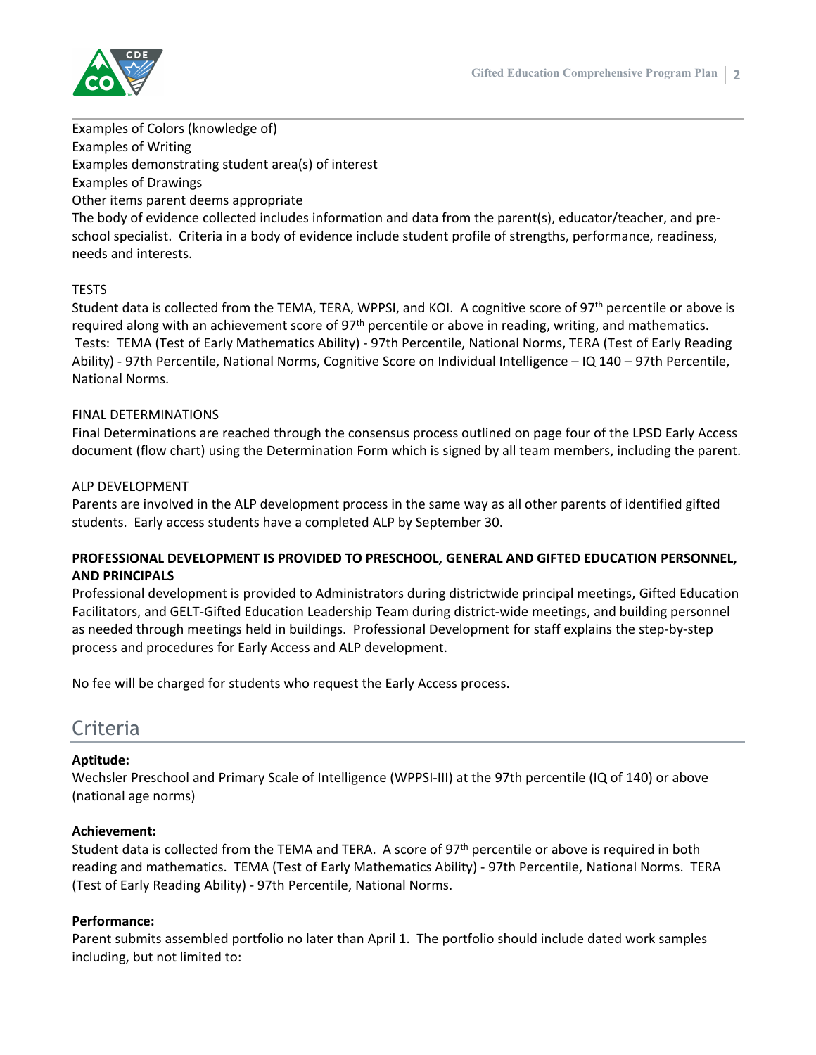Examples of Colors (knowledge of)
Examples of Writing
Examples demonstrating student area(s) of interest
Examples of Drawings
Other items parent deems appropriate
The body of evidence collected includes information and data from the parent(s), educator/teacher, and pre-school specialist. Criteria in a body of evidence include student profile of strengths, performance, readiness, needs and interests.

TESTS
Student data is collected from the TEMA, TERA, WPPSI, and KOI. A cognitive score of 97th percentile or above is required along with an achievement score of 97th percentile or above in reading, writing, and mathematics. Tests: TEMA (Test of Early Mathematics Ability) - 97th Percentile, National Norms, TERA (Test of Early Reading Ability) - 97th Percentile, National Norms, Cognitive Score on Individual Intelligence – IQ 140 – 97th Percentile, National Norms.

FINAL DETERMINATIONS
Final Determinations are reached through the consensus process outlined on page four of the LPSD Early Access document (flow chart) using the Determination Form which is signed by all team members, including the parent.

ALP DEVELOPMENT
Parents are involved in the ALP development process in the same way as all other parents of identified gifted students. Early access students have a completed ALP by September 30.

**PROFESSIONAL DEVELOPMENT IS PROVIDED TO PRESCHOOL, GENERAL AND GIFTED EDUCATION PERSONNEL, AND PRINCIPALS**
Professional development is provided to Administrators during districtwide principal meetings, Gifted Education Facilitators, and GELT-Gifted Education Leadership Team during district-wide meetings, and building personnel as needed through meetings held in buildings. Professional Development for staff explains the step-by-step process and procedures for Early Access and ALP development.

No fee will be charged for students who request the Early Access process.

## Criteria

**Aptitude:**
Wechsler Preschool and Primary Scale of Intelligence (WPPSI-III) at the 97th percentile (IQ of 140) or above (national age norms)

**Achievement:**
Student data is collected from the TEMA and TERA. A score of 97th percentile or above is required in both reading and mathematics. TEMA (Test of Early Mathematics Ability) - 97th Percentile, National Norms. TERA (Test of Early Reading Ability) - 97th Percentile, National Norms.

**Performance:**
Parent submits assembled portfolio no later than April 1. The portfolio should include dated work samples including, but not limited to: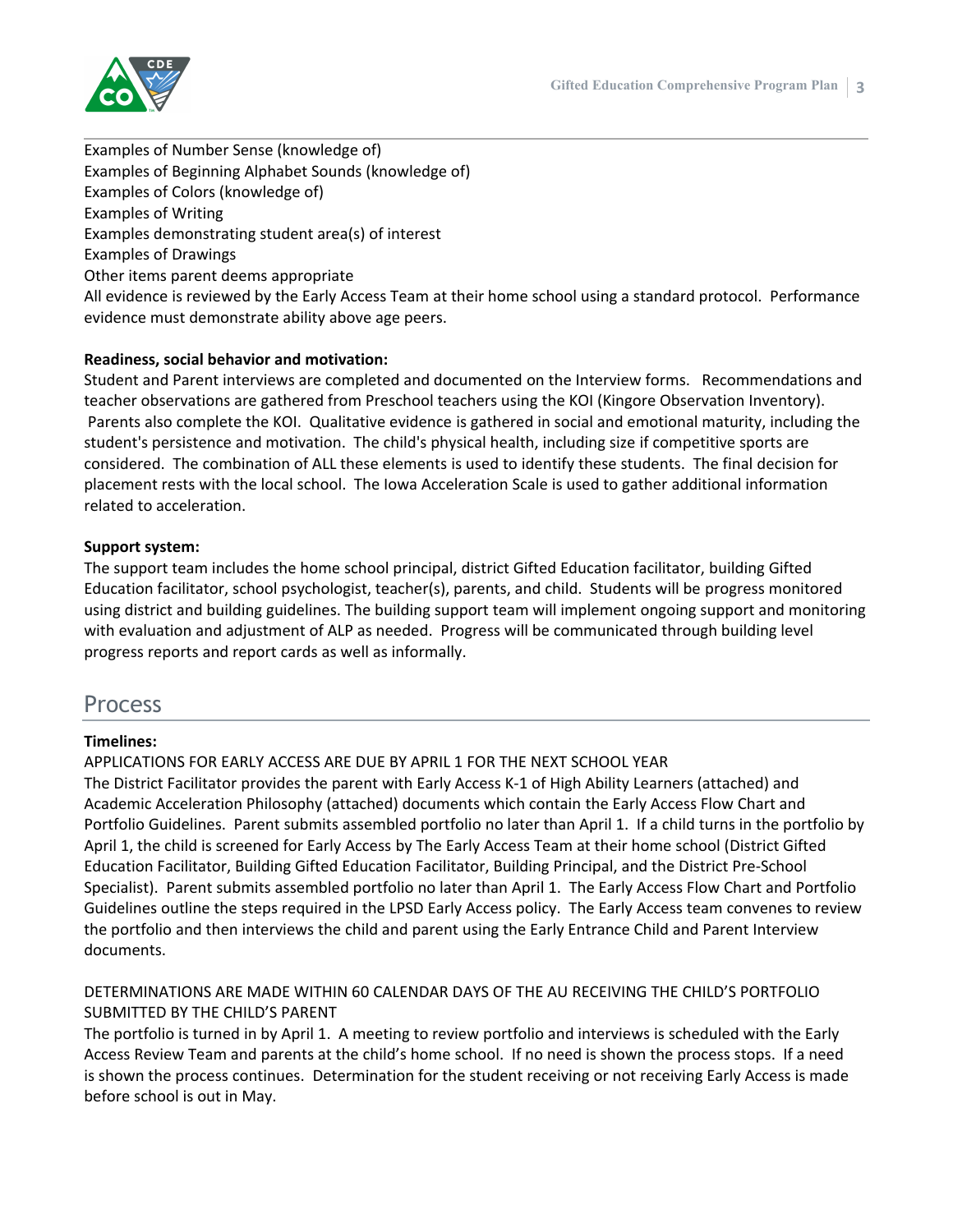Examples of Number Sense (knowledge of)
Examples of Beginning Alphabet Sounds (knowledge of)
Examples of Colors (knowledge of)
Examples of Writing
Examples demonstrating student area(s) of interest
Examples of Drawings
Other items parent deems appropriate
All evidence is reviewed by the Early Access Team at their home school using a standard protocol. Performance evidence must demonstrate ability above age peers.

**Readiness, social behavior and motivation:**
Student and Parent interviews are completed and documented on the Interview forms. Recommendations and teacher observations are gathered from Preschool teachers using the KOI (Kingore Observation Inventory). Parents also complete the KOI. Qualitative evidence is gathered in social and emotional maturity, including the student's persistence and motivation. The child's physical health, including size if competitive sports are considered. The combination of ALL these elements is used to identify these students. The final decision for placement rests with the local school. The Iowa Acceleration Scale is used to gather additional information related to acceleration.

**Support system:**
The support team includes the home school principal, district Gifted Education facilitator, building Gifted Education facilitator, school psychologist, teacher(s), parents, and child. Students will be progress monitored using district and building guidelines. The building support team will implement ongoing support and monitoring with evaluation and adjustment of ALP as needed. Progress will be communicated through building level progress reports and report cards as well as informally.

## Process

**Timelines:**
APPLICATIONS FOR EARLY ACCESS ARE DUE BY APRIL 1 FOR THE NEXT SCHOOL YEAR
The District Facilitator provides the parent with Early Access K-1 of High Ability Learners (attached) and Academic Acceleration Philosophy (attached) documents which contain the Early Access Flow Chart and Portfolio Guidelines. Parent submits assembled portfolio no later than April 1. If a child turns in the portfolio by April 1, the child is screened for Early Access by The Early Access Team at their home school (District Gifted Education Facilitator, Building Gifted Education Facilitator, Building Principal, and the District Pre-School Specialist). Parent submits assembled portfolio no later than April 1. The Early Access Flow Chart and Portfolio Guidelines outline the steps required in the LPSD Early Access policy. The Early Access team convenes to review the portfolio and then interviews the child and parent using the Early Entrance Child and Parent Interview documents.

DETERMINATIONS ARE MADE WITHIN 60 CALENDAR DAYS OF THE AU RECEIVING THE CHILD'S PORTFOLIO SUBMITTED BY THE CHILD'S PARENT
The portfolio is turned in by April 1. A meeting to review portfolio and interviews is scheduled with the Early Access Review Team and parents at the child's home school. If no need is shown the process stops. If a need is shown the process continues. Determination for the student receiving or not receiving Early Access is made before school is out in May.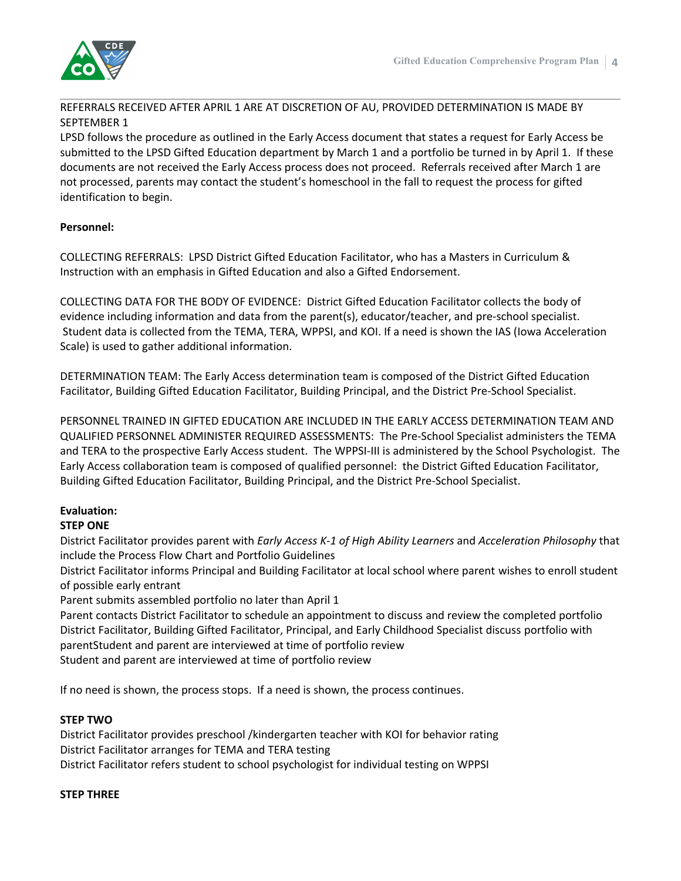REFERRALS RECEIVED AFTER APRIL 1 ARE AT DISCRETION OF AU, PROVIDED DETERMINATION IS MADE BY SEPTEMBER 1

LPSD follows the procedure as outlined in the Early Access document that states a request for Early Access be submitted to the LPSD Gifted Education department by March 1 and a portfolio be turned in by April 1. If these documents are not received the Early Access process does not proceed. Referrals received after March 1 are not processed, parents may contact the student's homeschool in the fall to request the process for gifted identification to begin.

**Personnel:**

COLLECTING REFERRALS: LPSD District Gifted Education Facilitator, who has a Masters in Curriculum & Instruction with an emphasis in Gifted Education and also a Gifted Endorsement.

COLLECTING DATA FOR THE BODY OF EVIDENCE: District Gifted Education Facilitator collects the body of evidence including information and data from the parent(s), educator/teacher, and pre-school specialist. Student data is collected from the TEMA, TERA, WPPSI, and KOI. If a need is shown the IAS (Iowa Acceleration Scale) is used to gather additional information.

DETERMINATION TEAM: The Early Access determination team is composed of the District Gifted Education Facilitator, Building Gifted Education Facilitator, Building Principal, and the District Pre-School Specialist.

PERSONNEL TRAINED IN GIFTED EDUCATION ARE INCLUDED IN THE EARLY ACCESS DETERMINATION TEAM AND QUALIFIED PERSONNEL ADMINISTER REQUIRED ASSESSMENTS: The Pre-School Specialist administers the TEMA and TERA to the prospective Early Access student. The WPPSI-III is administered by the School Psychologist. The Early Access collaboration team is composed of qualified personnel: the District Gifted Education Facilitator, Building Gifted Education Facilitator, Building Principal, and the District Pre-School Specialist.

**Evaluation:**

**STEP ONE**

District Facilitator provides parent with *Early Access K-1 of High Ability Learners* and *Acceleration Philosophy* that include the Process Flow Chart and Portfolio Guidelines

District Facilitator informs Principal and Building Facilitator at local school where parent wishes to enroll student of possible early entrant

Parent submits assembled portfolio no later than April 1

Parent contacts District Facilitator to schedule an appointment to discuss and review the completed portfolio

District Facilitator, Building Gifted Facilitator, Principal, and Early Childhood Specialist discuss portfolio with parentStudent and parent are interviewed at time of portfolio review

Student and parent are interviewed at time of portfolio review

If no need is shown, the process stops. If a need is shown, the process continues.

**STEP TWO**

District Facilitator provides preschool /kindergarten teacher with KOI for behavior rating

District Facilitator arranges for TEMA and TERA testing

District Facilitator refers student to school psychologist for individual testing on WPPSI

**STEP THREE**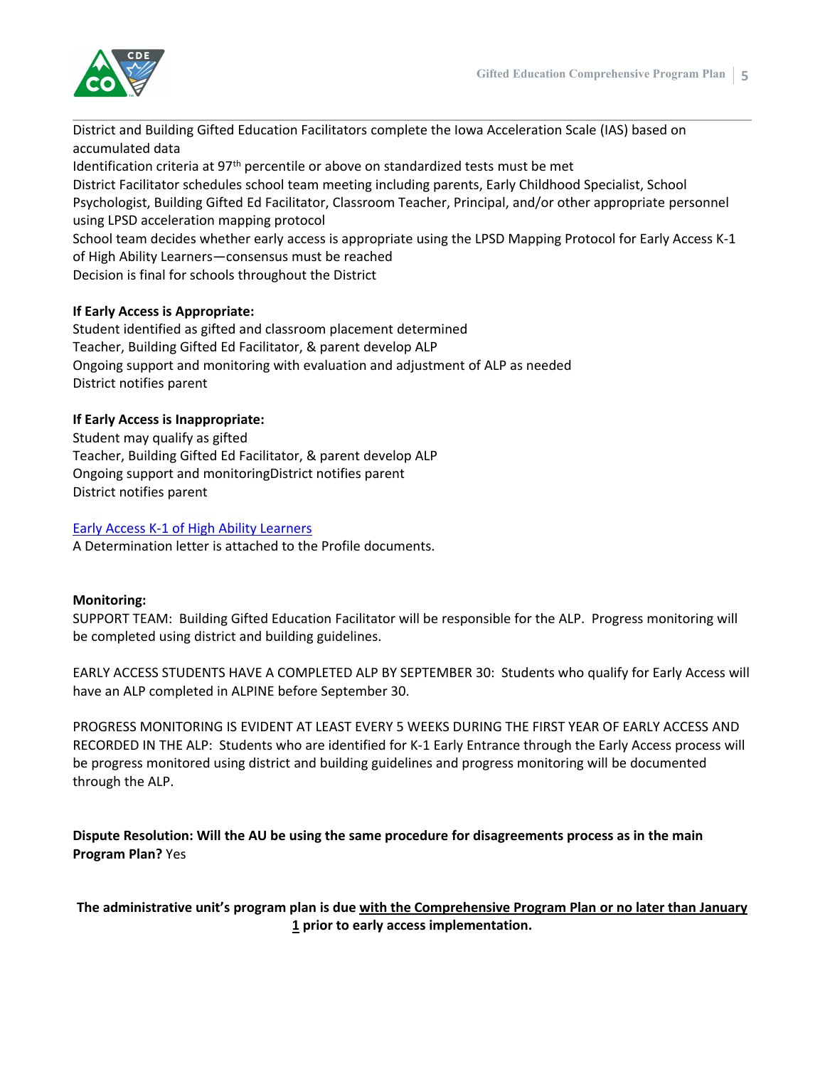District and Building Gifted Education Facilitators complete the Iowa Acceleration Scale (IAS) based on accumulated data
Identification criteria at 97th percentile or above on standardized tests must be met
District Facilitator schedules school team meeting including parents, Early Childhood Specialist, School Psychologist, Building Gifted Ed Facilitator, Classroom Teacher, Principal, and/or other appropriate personnel using LPSD acceleration mapping protocol
School team decides whether early access is appropriate using the LPSD Mapping Protocol for Early Access K-1 of High Ability Learners—consensus must be reached
Decision is final for schools throughout the District

**If Early Access is Appropriate:**
Student identified as gifted and classroom placement determined
Teacher, Building Gifted Ed Facilitator, & parent develop ALP
Ongoing support and monitoring with evaluation and adjustment of ALP as needed
District notifies parent

**If Early Access is Inappropriate:**
Student may qualify as gifted
Teacher, Building Gifted Ed Facilitator, & parent develop ALP
Ongoing support and monitoringDistrict notifies parent
District notifies parent

Early Access K-1 of High Ability Learners
A Determination letter is attached to the Profile documents.

**Monitoring:**
SUPPORT TEAM: Building Gifted Education Facilitator will be responsible for the ALP. Progress monitoring will be completed using district and building guidelines.

EARLY ACCESS STUDENTS HAVE A COMPLETED ALP BY SEPTEMBER 30: Students who qualify for Early Access will have an ALP completed in ALPINE before September 30.

PROGRESS MONITORING IS EVIDENT AT LEAST EVERY 5 WEEKS DURING THE FIRST YEAR OF EARLY ACCESS AND RECORDED IN THE ALP: Students who are identified for K-1 Early Entrance through the Early Access process will be progress monitored using district and building guidelines and progress monitoring will be documented through the ALP.

**Dispute Resolution: Will the AU be using the same procedure for disagreements process as in the main Program Plan?** Yes

**The administrative unit's program plan is due with the Comprehensive Program Plan or no later than January 1 prior to early access implementation.**